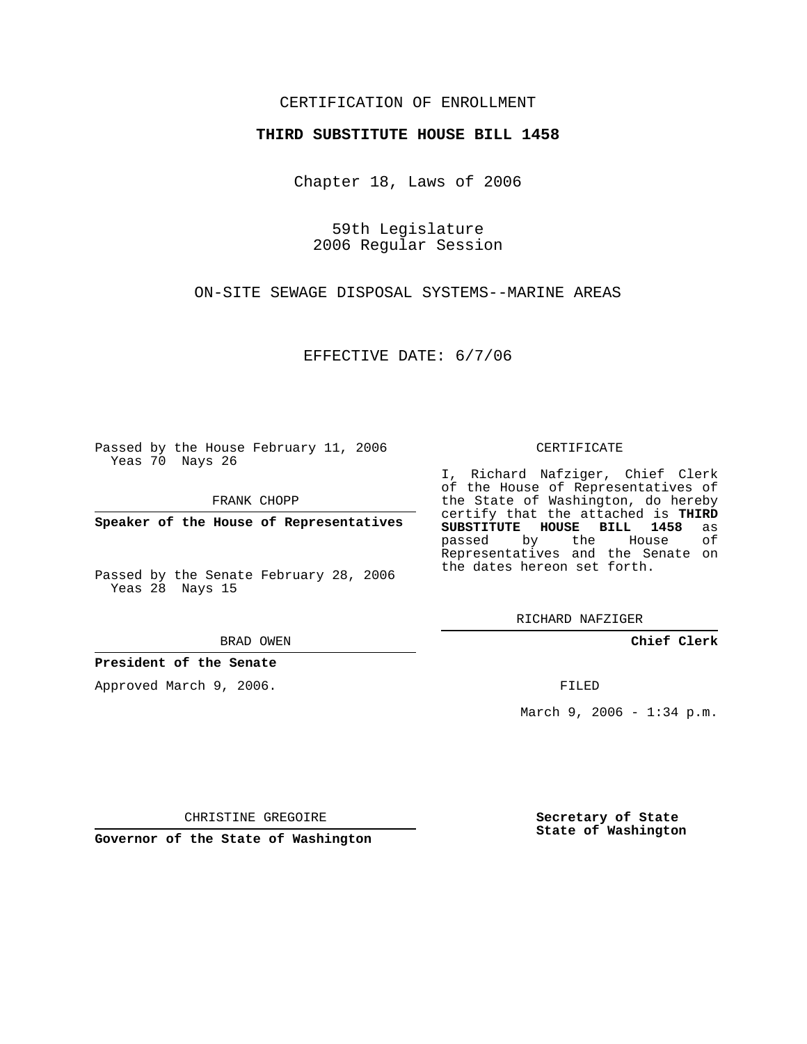CERTIFICATION OF ENROLLMENT

**THIRD SUBSTITUTE HOUSE BILL 1458**

Chapter 18, Laws of 2006

59th Legislature
2006 Regular Session

ON-SITE SEWAGE DISPOSAL SYSTEMS--MARINE AREAS

EFFECTIVE DATE: 6/7/06

Passed by the House February 11, 2006
Yeas 70 Nays 26

FRANK CHOPP

**Speaker of the House of Representatives**

Passed by the Senate February 28, 2006
Yeas 28 Nays 15

BRAD OWEN

**President of the Senate**

Approved March 9, 2006.

CHRISTINE GREGOIRE

**Governor of the State of Washington**

CERTIFICATE

I, Richard Nafziger, Chief Clerk of the House of Representatives of the State of Washington, do hereby certify that the attached is **THIRD SUBSTITUTE HOUSE BILL 1458** as passed by the House of Representatives and the Senate on the dates hereon set forth.

RICHARD NAFZIGER

**Chief Clerk**

FILED

March 9, 2006 - 1:34 p.m.

**Secretary of State**
**State of Washington**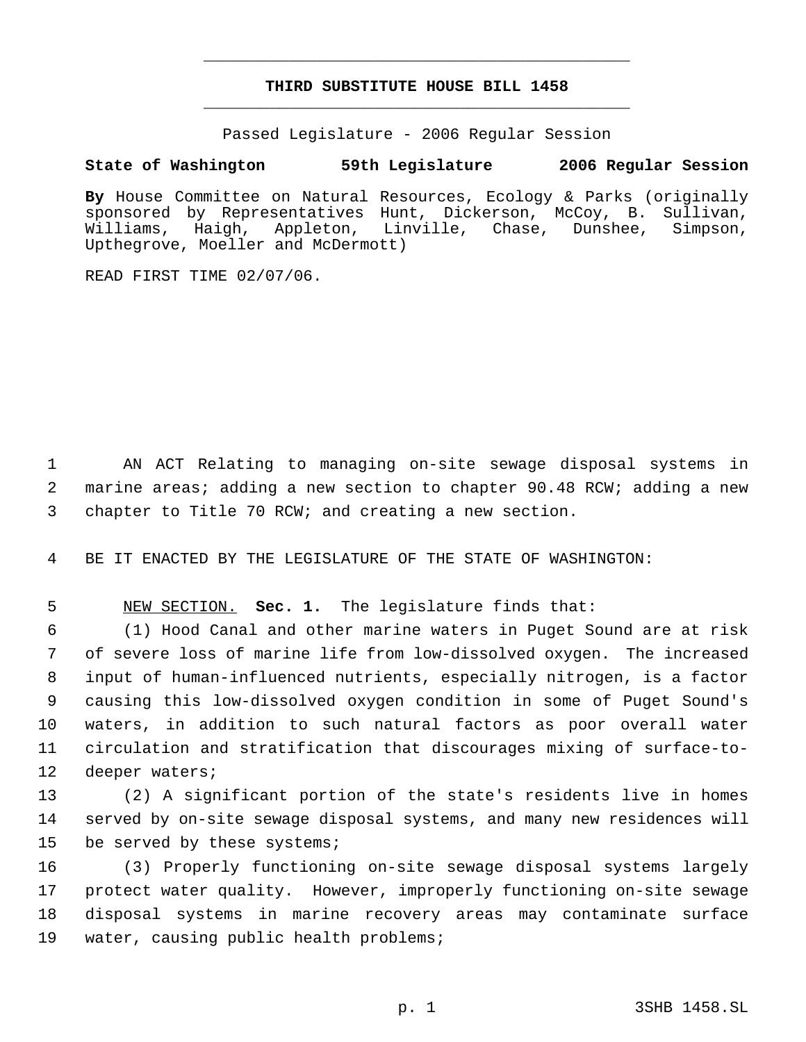# THIRD SUBSTITUTE HOUSE BILL 1458

Passed Legislature - 2006 Regular Session

**State of Washington 59th Legislature 2006 Regular Session**

**By** House Committee on Natural Resources, Ecology & Parks (originally sponsored by Representatives Hunt, Dickerson, McCoy, B. Sullivan, Williams, Haigh, Appleton, Linville, Chase, Dunshee, Simpson, Upthegrove, Moeller and McDermott)

READ FIRST TIME 02/07/06.

AN ACT Relating to managing on-site sewage disposal systems in marine areas; adding a new section to chapter 90.48 RCW; adding a new chapter to Title 70 RCW; and creating a new section.

BE IT ENACTED BY THE LEGISLATURE OF THE STATE OF WASHINGTON:

NEW SECTION. **Sec. 1.** The legislature finds that:

(1) Hood Canal and other marine waters in Puget Sound are at risk of severe loss of marine life from low-dissolved oxygen. The increased input of human-influenced nutrients, especially nitrogen, is a factor causing this low-dissolved oxygen condition in some of Puget Sound's waters, in addition to such natural factors as poor overall water circulation and stratification that discourages mixing of surface-to-deeper waters;

(2) A significant portion of the state's residents live in homes served by on-site sewage disposal systems, and many new residences will be served by these systems;

(3) Properly functioning on-site sewage disposal systems largely protect water quality. However, improperly functioning on-site sewage disposal systems in marine recovery areas may contaminate surface water, causing public health problems;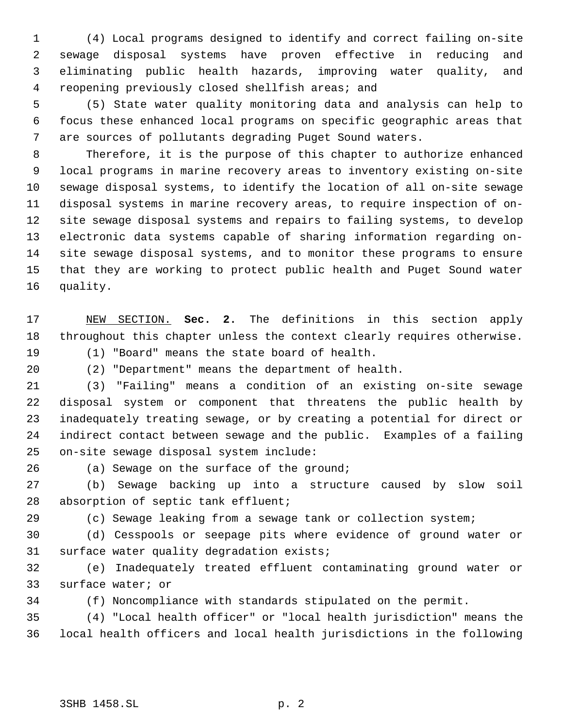(4) Local programs designed to identify and correct failing on-site sewage disposal systems have proven effective in reducing and eliminating public health hazards, improving water quality, and reopening previously closed shellfish areas; and

(5) State water quality monitoring data and analysis can help to focus these enhanced local programs on specific geographic areas that are sources of pollutants degrading Puget Sound waters.

Therefore, it is the purpose of this chapter to authorize enhanced local programs in marine recovery areas to inventory existing on-site sewage disposal systems, to identify the location of all on-site sewage disposal systems in marine recovery areas, to require inspection of on-site sewage disposal systems and repairs to failing systems, to develop electronic data systems capable of sharing information regarding on-site sewage disposal systems, and to monitor these programs to ensure that they are working to protect public health and Puget Sound water quality.

NEW SECTION. **Sec. 2.** The definitions in this section apply throughout this chapter unless the context clearly requires otherwise.

(1) "Board" means the state board of health.

(2) "Department" means the department of health.

(3) "Failing" means a condition of an existing on-site sewage disposal system or component that threatens the public health by inadequately treating sewage, or by creating a potential for direct or indirect contact between sewage and the public. Examples of a failing on-site sewage disposal system include:

(a) Sewage on the surface of the ground;

(b) Sewage backing up into a structure caused by slow soil absorption of septic tank effluent;

(c) Sewage leaking from a sewage tank or collection system;

(d) Cesspools or seepage pits where evidence of ground water or surface water quality degradation exists;

(e) Inadequately treated effluent contaminating ground water or surface water; or

(f) Noncompliance with standards stipulated on the permit.

(4) "Local health officer" or "local health jurisdiction" means the local health officers and local health jurisdictions in the following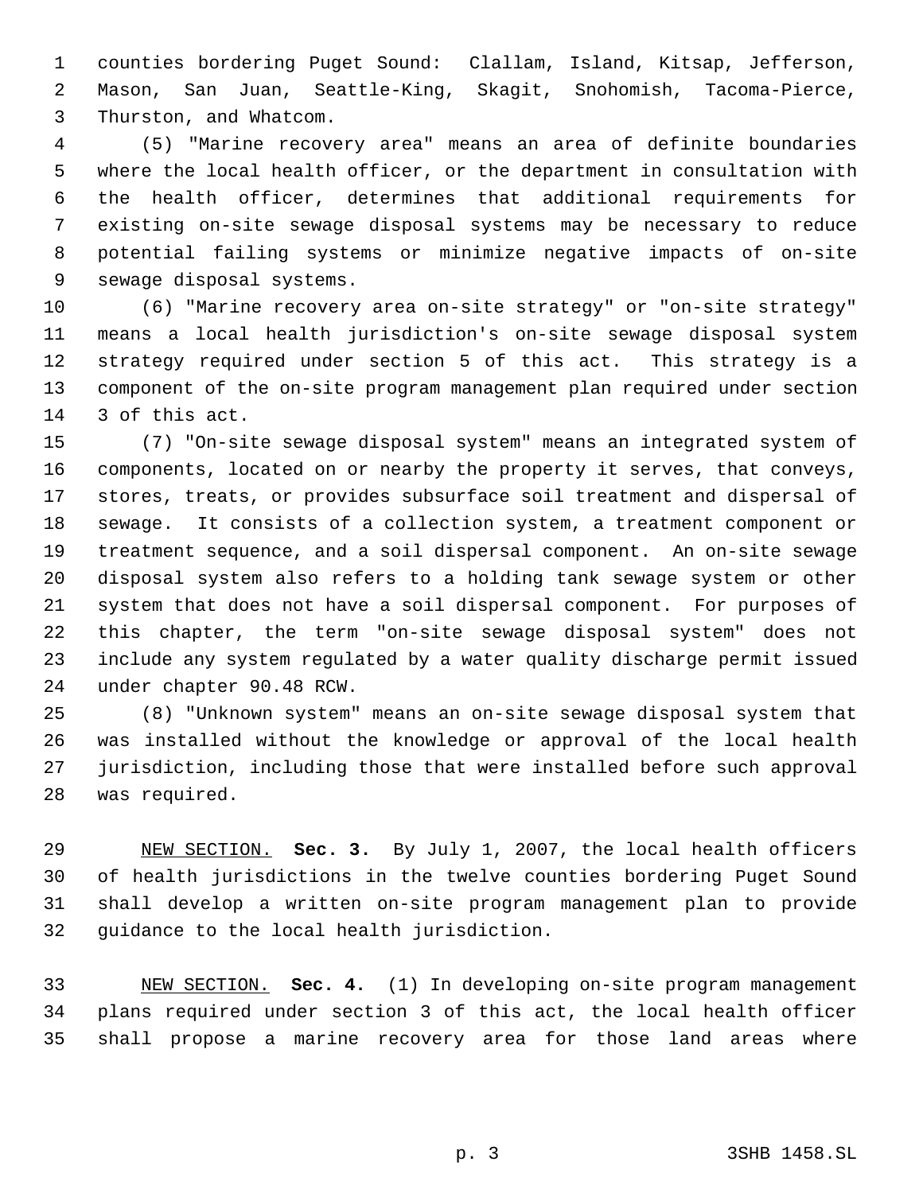counties bordering Puget Sound: Clallam, Island, Kitsap, Jefferson, Mason, San Juan, Seattle-King, Skagit, Snohomish, Tacoma-Pierce, Thurston, and Whatcom.

(5) "Marine recovery area" means an area of definite boundaries where the local health officer, or the department in consultation with the health officer, determines that additional requirements for existing on-site sewage disposal systems may be necessary to reduce potential failing systems or minimize negative impacts of on-site sewage disposal systems.

(6) "Marine recovery area on-site strategy" or "on-site strategy" means a local health jurisdiction's on-site sewage disposal system strategy required under section 5 of this act. This strategy is a component of the on-site program management plan required under section 3 of this act.

(7) "On-site sewage disposal system" means an integrated system of components, located on or nearby the property it serves, that conveys, stores, treats, or provides subsurface soil treatment and dispersal of sewage. It consists of a collection system, a treatment component or treatment sequence, and a soil dispersal component. An on-site sewage disposal system also refers to a holding tank sewage system or other system that does not have a soil dispersal component. For purposes of this chapter, the term "on-site sewage disposal system" does not include any system regulated by a water quality discharge permit issued under chapter 90.48 RCW.

(8) "Unknown system" means an on-site sewage disposal system that was installed without the knowledge or approval of the local health jurisdiction, including those that were installed before such approval was required.

NEW SECTION. **Sec. 3.** By July 1, 2007, the local health officers of health jurisdictions in the twelve counties bordering Puget Sound shall develop a written on-site program management plan to provide guidance to the local health jurisdiction.

NEW SECTION. **Sec. 4.** (1) In developing on-site program management plans required under section 3 of this act, the local health officer shall propose a marine recovery area for those land areas where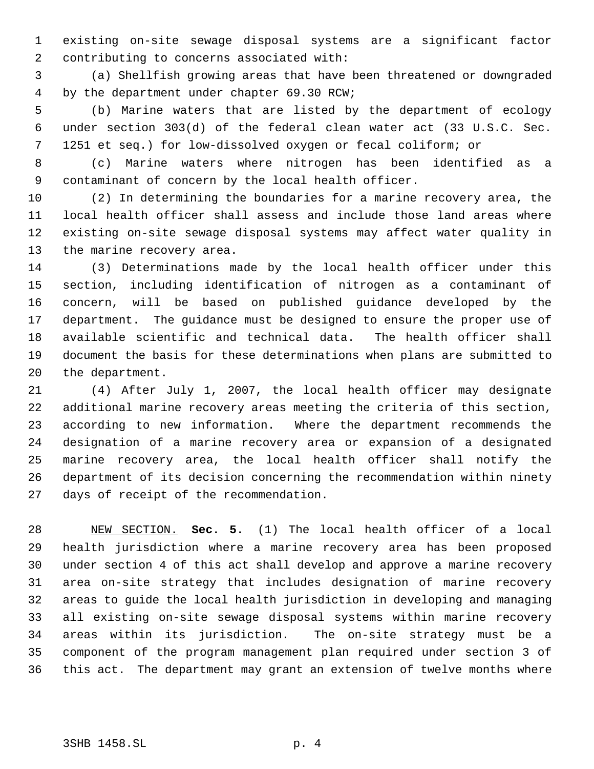existing on-site sewage disposal systems are a significant factor contributing to concerns associated with:

(a) Shellfish growing areas that have been threatened or downgraded by the department under chapter 69.30 RCW;

(b) Marine waters that are listed by the department of ecology under section 303(d) of the federal clean water act (33 U.S.C. Sec. 1251 et seq.) for low-dissolved oxygen or fecal coliform; or

(c) Marine waters where nitrogen has been identified as a contaminant of concern by the local health officer.

(2) In determining the boundaries for a marine recovery area, the local health officer shall assess and include those land areas where existing on-site sewage disposal systems may affect water quality in the marine recovery area.

(3) Determinations made by the local health officer under this section, including identification of nitrogen as a contaminant of concern, will be based on published guidance developed by the department. The guidance must be designed to ensure the proper use of available scientific and technical data. The health officer shall document the basis for these determinations when plans are submitted to the department.

(4) After July 1, 2007, the local health officer may designate additional marine recovery areas meeting the criteria of this section, according to new information. Where the department recommends the designation of a marine recovery area or expansion of a designated marine recovery area, the local health officer shall notify the department of its decision concerning the recommendation within ninety days of receipt of the recommendation.

NEW SECTION. **Sec. 5.** (1) The local health officer of a local health jurisdiction where a marine recovery area has been proposed under section 4 of this act shall develop and approve a marine recovery area on-site strategy that includes designation of marine recovery areas to guide the local health jurisdiction in developing and managing all existing on-site sewage disposal systems within marine recovery areas within its jurisdiction. The on-site strategy must be a component of the program management plan required under section 3 of this act. The department may grant an extension of twelve months where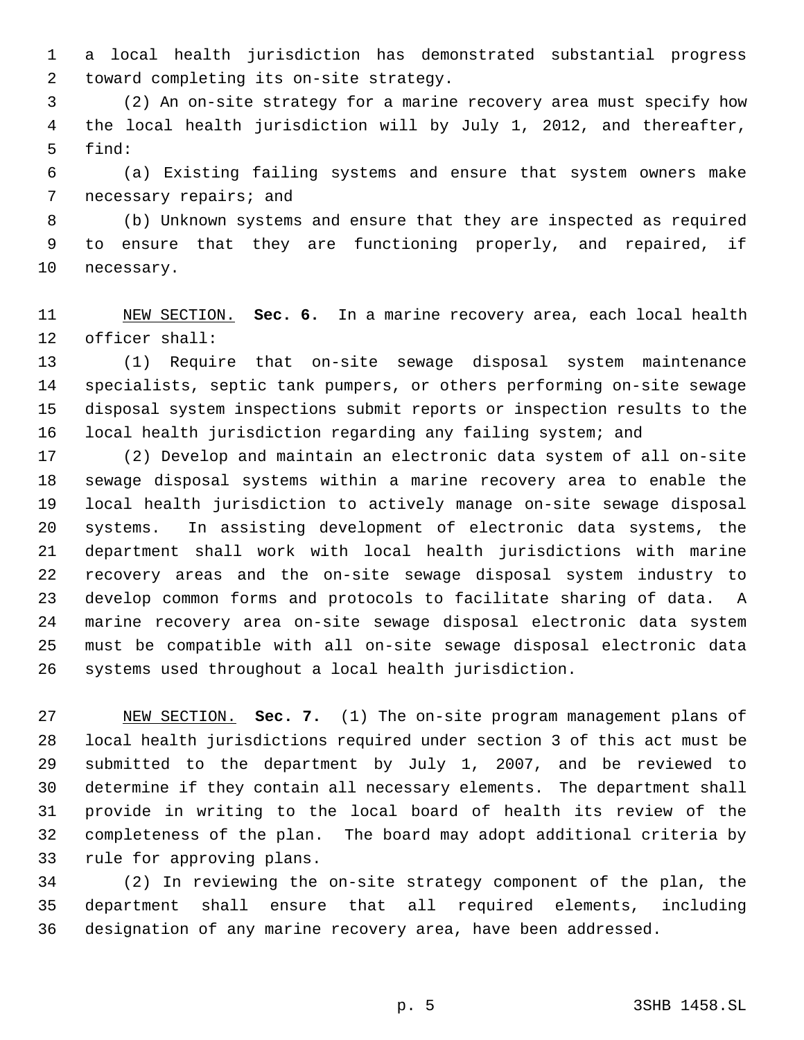a local health jurisdiction has demonstrated substantial progress toward completing its on-site strategy.

(2) An on-site strategy for a marine recovery area must specify how the local health jurisdiction will by July 1, 2012, and thereafter, find:

(a) Existing failing systems and ensure that system owners make necessary repairs; and

(b) Unknown systems and ensure that they are inspected as required to ensure that they are functioning properly, and repaired, if necessary.

NEW SECTION. **Sec. 6.** In a marine recovery area, each local health officer shall:

(1) Require that on-site sewage disposal system maintenance specialists, septic tank pumpers, or others performing on-site sewage disposal system inspections submit reports or inspection results to the local health jurisdiction regarding any failing system; and

(2) Develop and maintain an electronic data system of all on-site sewage disposal systems within a marine recovery area to enable the local health jurisdiction to actively manage on-site sewage disposal systems. In assisting development of electronic data systems, the department shall work with local health jurisdictions with marine recovery areas and the on-site sewage disposal system industry to develop common forms and protocols to facilitate sharing of data. A marine recovery area on-site sewage disposal electronic data system must be compatible with all on-site sewage disposal electronic data systems used throughout a local health jurisdiction.

NEW SECTION. **Sec. 7.** (1) The on-site program management plans of local health jurisdictions required under section 3 of this act must be submitted to the department by July 1, 2007, and be reviewed to determine if they contain all necessary elements. The department shall provide in writing to the local board of health its review of the completeness of the plan. The board may adopt additional criteria by rule for approving plans.

(2) In reviewing the on-site strategy component of the plan, the department shall ensure that all required elements, including designation of any marine recovery area, have been addressed.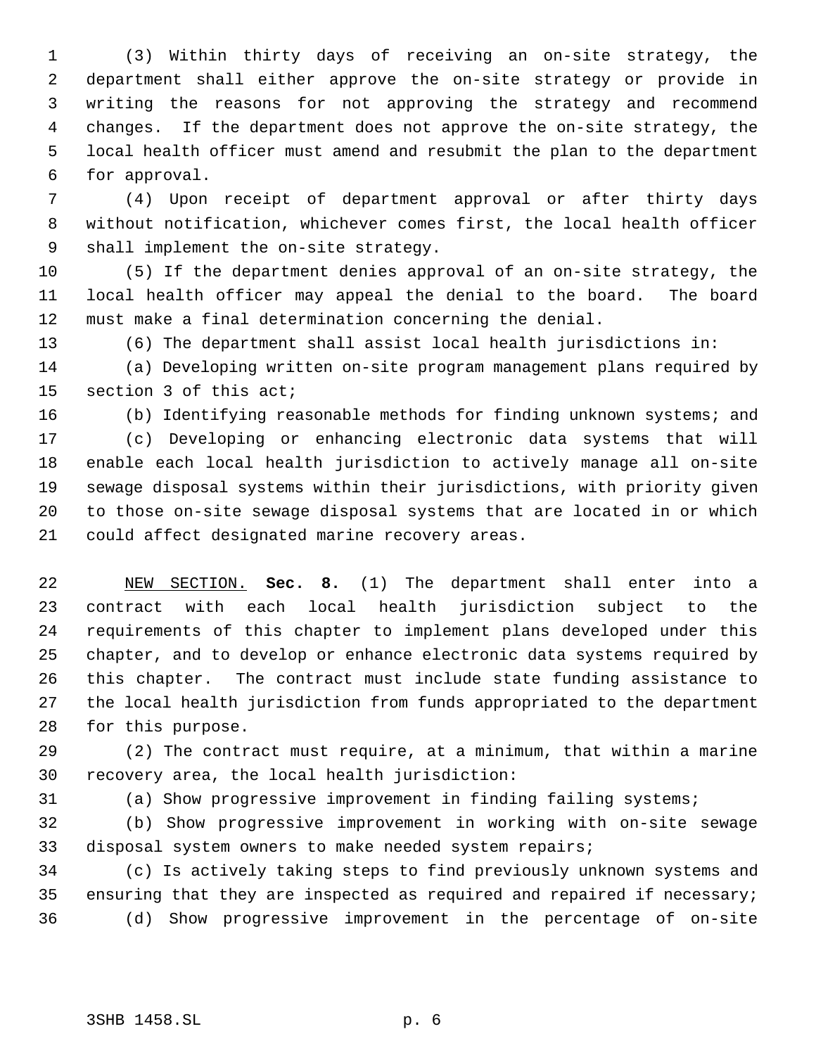(3) Within thirty days of receiving an on-site strategy, the department shall either approve the on-site strategy or provide in writing the reasons for not approving the strategy and recommend changes. If the department does not approve the on-site strategy, the local health officer must amend and resubmit the plan to the department for approval.

(4) Upon receipt of department approval or after thirty days without notification, whichever comes first, the local health officer shall implement the on-site strategy.

(5) If the department denies approval of an on-site strategy, the local health officer may appeal the denial to the board. The board must make a final determination concerning the denial.

(6) The department shall assist local health jurisdictions in:

(a) Developing written on-site program management plans required by section 3 of this act;

(b) Identifying reasonable methods for finding unknown systems; and

(c) Developing or enhancing electronic data systems that will enable each local health jurisdiction to actively manage all on-site sewage disposal systems within their jurisdictions, with priority given to those on-site sewage disposal systems that are located in or which could affect designated marine recovery areas.

NEW SECTION. **Sec. 8.** (1) The department shall enter into a contract with each local health jurisdiction subject to the requirements of this chapter to implement plans developed under this chapter, and to develop or enhance electronic data systems required by this chapter. The contract must include state funding assistance to the local health jurisdiction from funds appropriated to the department for this purpose.

(2) The contract must require, at a minimum, that within a marine recovery area, the local health jurisdiction:

(a) Show progressive improvement in finding failing systems;

(b) Show progressive improvement in working with on-site sewage disposal system owners to make needed system repairs;

(c) Is actively taking steps to find previously unknown systems and ensuring that they are inspected as required and repaired if necessary;

(d) Show progressive improvement in the percentage of on-site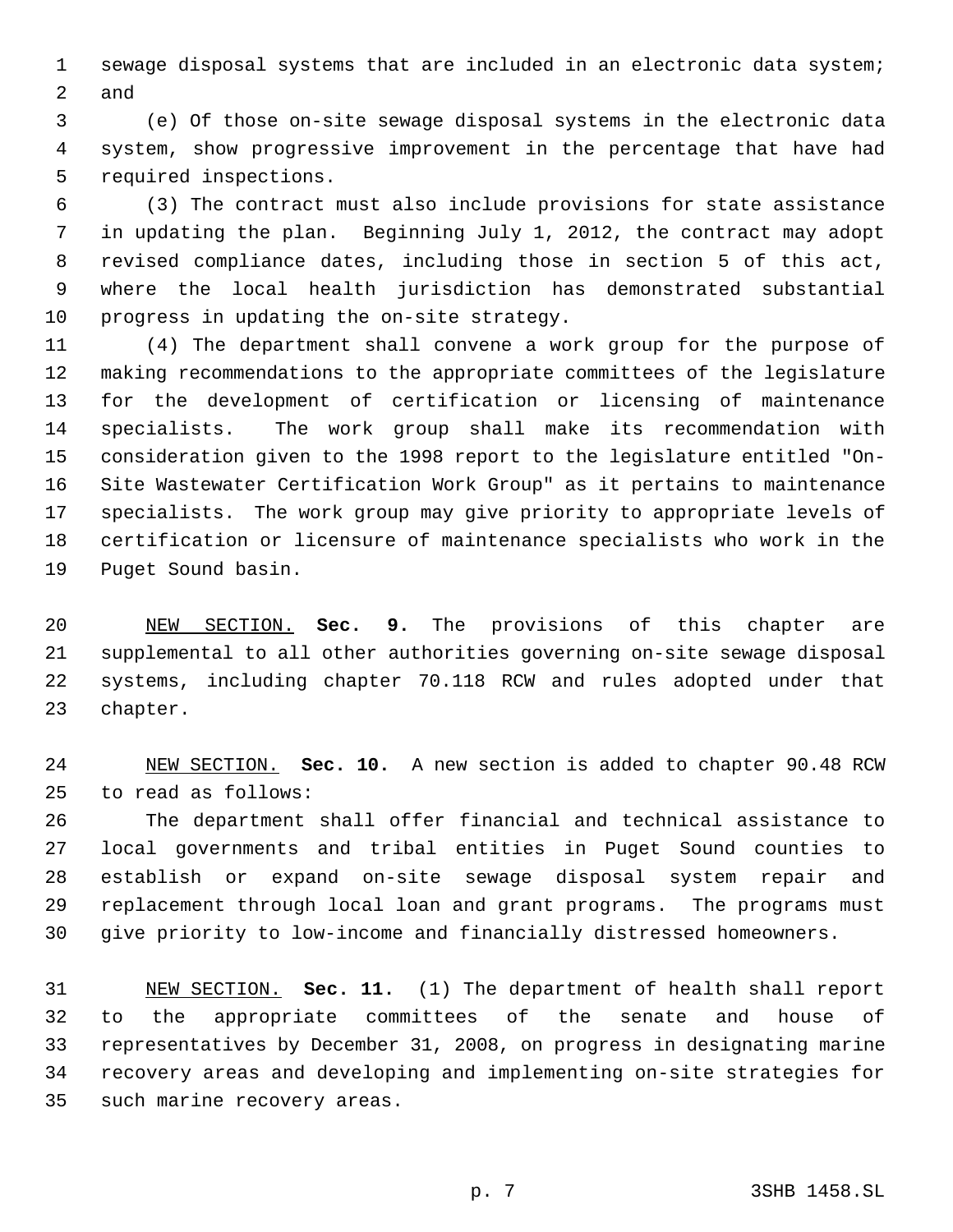sewage disposal systems that are included in an electronic data system; and

(e) Of those on-site sewage disposal systems in the electronic data system, show progressive improvement in the percentage that have had required inspections.

(3) The contract must also include provisions for state assistance in updating the plan. Beginning July 1, 2012, the contract may adopt revised compliance dates, including those in section 5 of this act, where the local health jurisdiction has demonstrated substantial progress in updating the on-site strategy.

(4) The department shall convene a work group for the purpose of making recommendations to the appropriate committees of the legislature for the development of certification or licensing of maintenance specialists. The work group shall make its recommendation with consideration given to the 1998 report to the legislature entitled "On-Site Wastewater Certification Work Group" as it pertains to maintenance specialists. The work group may give priority to appropriate levels of certification or licensure of maintenance specialists who work in the Puget Sound basin.

NEW SECTION. **Sec. 9.** The provisions of this chapter are supplemental to all other authorities governing on-site sewage disposal systems, including chapter 70.118 RCW and rules adopted under that chapter.

NEW SECTION. **Sec. 10.** A new section is added to chapter 90.48 RCW to read as follows:

The department shall offer financial and technical assistance to local governments and tribal entities in Puget Sound counties to establish or expand on-site sewage disposal system repair and replacement through local loan and grant programs. The programs must give priority to low-income and financially distressed homeowners.

NEW SECTION. **Sec. 11.** (1) The department of health shall report to the appropriate committees of the senate and house of representatives by December 31, 2008, on progress in designating marine recovery areas and developing and implementing on-site strategies for such marine recovery areas.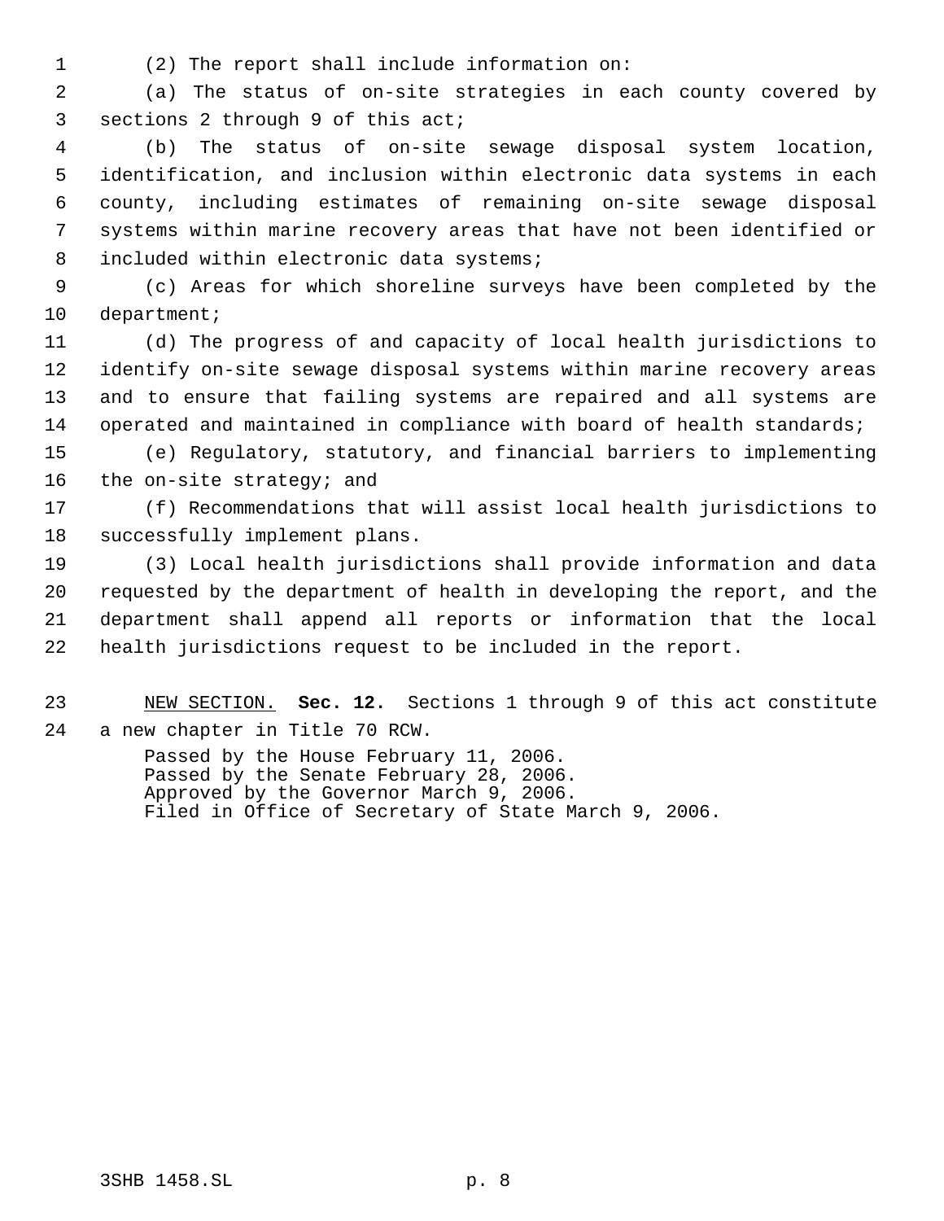(2) The report shall include information on:

(a) The status of on-site strategies in each county covered by sections 2 through 9 of this act;

(b) The status of on-site sewage disposal system location, identification, and inclusion within electronic data systems in each county, including estimates of remaining on-site sewage disposal systems within marine recovery areas that have not been identified or included within electronic data systems;

(c) Areas for which shoreline surveys have been completed by the department;

(d) The progress of and capacity of local health jurisdictions to identify on-site sewage disposal systems within marine recovery areas and to ensure that failing systems are repaired and all systems are operated and maintained in compliance with board of health standards;

(e) Regulatory, statutory, and financial barriers to implementing the on-site strategy; and

(f) Recommendations that will assist local health jurisdictions to successfully implement plans.

(3) Local health jurisdictions shall provide information and data requested by the department of health in developing the report, and the department shall append all reports or information that the local health jurisdictions request to be included in the report.

NEW SECTION. **Sec. 12.** Sections 1 through 9 of this act constitute a new chapter in Title 70 RCW.

Passed by the House February 11, 2006.
Passed by the Senate February 28, 2006.
Approved by the Governor March 9, 2006.
Filed in Office of Secretary of State March 9, 2006.